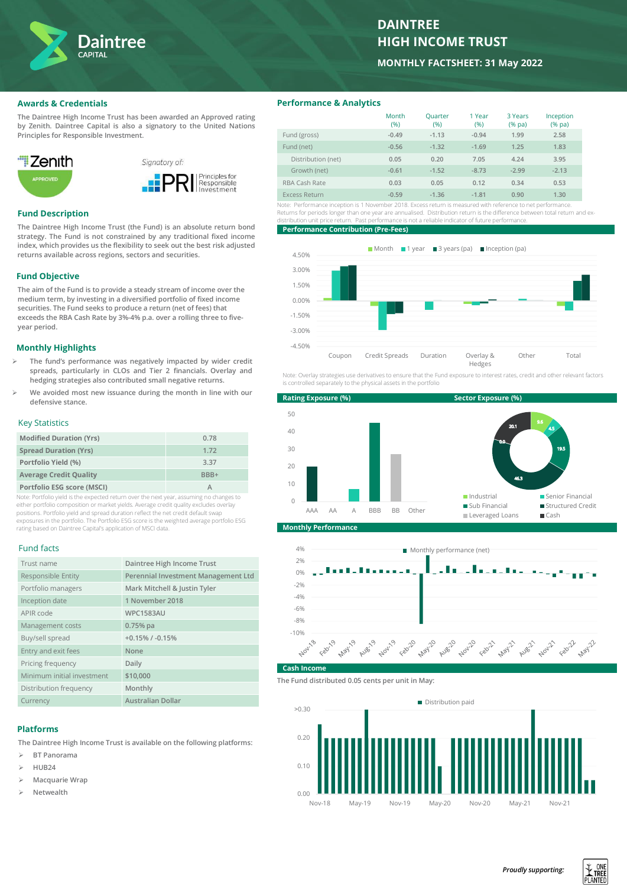# DAINTREE HIGH INCOME TRUST

**MONTHLY FACTSHEET: 31 May 2022**

## Awards & Credentials

The Daintree High Income Trust has been awarded an Approved rating by Zenith. Daintree Capital is also a signatory to the United Nations Principles for Responsible Investment.

Zenith APPROVED

Signatory of: PRI Principles for Responsible Investment

## Fund Description

The Daintree High Income Trust (the Fund) is an absolute return bond strategy. The Fund is not constrained by any traditional fixed income index, which provides us the flexibility to seek out the best risk adjusted returns available across regions, sectors and securities.

## Fund Objective

The aim of the Fund is to provide a steady stream of income over the medium term, by investing in a diversified portfolio of fixed income securities. The Fund seeks to produce a return (net of fees) that exceeds the RBA Cash Rate by 3%-4% p.a. over a rolling three to five-year period.

## Monthly Highlights

- The fund's performance was negatively impacted by wider credit spreads, particularly in CLOs and Tier 2 financials. Overlay and hedging strategies also contributed small negative returns.
- We avoided most new issuance during the month in line with our defensive stance.

## Key Statistics

| | |
|---|---|
| **Modified Duration (Yrs)** | 0.78 |
| **Spread Duration (Yrs)** | 1.72 |
| **Portfolio Yield (%)** | 3.37 |
| **Average Credit Quality** | BBB+ |
| **Portfolio ESG score (MSCI)** | A |

Note: Portfolio yield is the expected return over the next year, assuming no changes to either portfolio composition or market yields. Average credit quality excludes overlay positions. Portfolio yield and spread duration reflect the net credit default swap exposures in the portfolio. The Portfolio ESG score is the weighted average portfolio ESG rating based on Daintree Capital's application of MSCI data.

## Fund facts

| | |
|---|---|
| Trust name | Daintree High Income Trust |
| Responsible Entity | Perennial Investment Management Ltd |
| Portfolio managers | Mark Mitchell & Justin Tyler |
| Inception date | 1 November 2018 |
| APIR code | WPC1583AU |
| Management costs | 0.75% pa |
| Buy/sell spread | +0.15% / -0.15% |
| Entry and exit fees | None |
| Pricing frequency | Daily |
| Minimum initial investment | $10,000 |
| Distribution frequency | Monthly |
| Currency | Australian Dollar |

## Platforms

The Daintree High Income Trust is available on the following platforms:

- BT Panorama
- HUB24
- Macquarie Wrap
- Netwealth

## Performance & Analytics

| | Month (%) | Quarter (%) | 1 Year (%) | 3 Years (% pa) | Inception (% pa) |
|---|---|---|---|---|---|
| Fund (gross) | -0.49 | -1.13 | -0.94 | 1.99 | 2.58 |
| Fund (net) | -0.56 | -1.32 | -1.69 | 1.25 | 1.83 |
| Distribution (net) | 0.05 | 0.20 | 7.05 | 4.24 | 3.95 |
| Growth (net) | -0.61 | -1.52 | -8.73 | -2.99 | -2.13 |
| RBA Cash Rate | 0.03 | 0.05 | 0.12 | 0.34 | 0.53 |
| Excess Return | -0.59 | -1.36 | -1.81 | 0.90 | 1.30 |

Note: Performance inception is 1 November 2018. Excess return is measured with reference to net performance. Returns for periods longer than one year are annualised. Distribution return is the difference between total return and ex-distribution unit price return. Past performance is not a reliable indicator of future performance.

### Performance Contribution (Pre-Fees)

Month | 1 year | 3 years (pa) | Inception (pa)

Categories: Coupon, Credit Spreads, Duration, Overlay & Hedges, Other, Total

Note: Overlay strategies use derivatives to ensure that the Fund exposure to interest rates, credit and other relevant factors is controlled separately to the physical assets in the portfolio

### Rating Exposure (%)

Categories: AAA, AA, A, BBB, BB, Other

### Sector Exposure (%)

| Sector | % |
|---|---|
| Industrial | 8.6 |
| Senior Financial | 4.5 |
| Sub Financial | 19.5 |
| Structured Credit | 46.3 |
| Leveraged Loans | 0.0 |
| Cash | 20.1 |

### Monthly Performance

Monthly performance (net), Nov-18 to May-22

### Cash Income

The Fund distributed 0.05 cents per unit in May:

Distribution paid, Nov-18 to May-22

*Proudly supporting:* ONE TREE PLANTED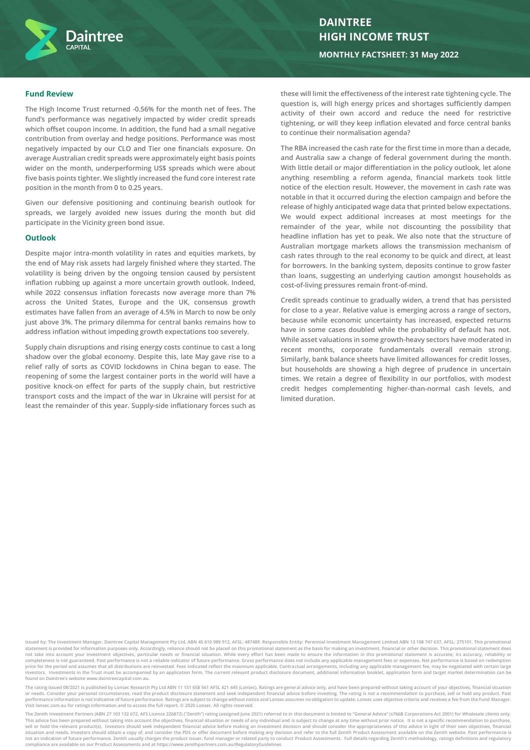# DAINTREE HIGH INCOME TRUST

**MONTHLY FACTSHEET: 31 May 2022**

## Fund Review

The High Income Trust returned -0.56% for the month net of fees. The fund's performance was negatively impacted by wider credit spreads which offset coupon income. In addition, the fund had a small negative contribution from overlay and hedge positions. Performance was most negatively impacted by our CLO and Tier one financials exposure. On average Australian credit spreads were approximately eight basis points wider on the month, underperforming US$ spreads which were about five basis points tighter. We slightly increased the fund core interest rate position in the month from 0 to 0.25 years.

Given our defensive positioning and continuing bearish outlook for spreads, we largely avoided new issues during the month but did participate in the Vicinity green bond issue.

## Outlook

Despite major intra-month volatility in rates and equities markets, by the end of May risk assets had largely finished where they started. The volatility is being driven by the ongoing tension caused by persistent inflation rubbing up against a more uncertain growth outlook. Indeed, while 2022 consensus inflation forecasts now average more than 7% across the United States, Europe and the UK, consensus growth estimates have fallen from an average of 4.5% in March to now be only just above 3%. The primary dilemma for central banks remains how to address inflation without impeding growth expectations too severely.

Supply chain disruptions and rising energy costs continue to cast a long shadow over the global economy. Despite this, late May gave rise to a relief rally of sorts as COVID lockdowns in China began to ease. The reopening of some the largest container ports in the world will have a positive knock-on effect for parts of the supply chain, but restrictive transport costs and the impact of the war in Ukraine will persist for at least the remainder of this year. Supply-side inflationary forces such as these will limit the effectiveness of the interest rate tightening cycle. The question is, will high energy prices and shortages sufficiently dampen activity of their own accord and reduce the need for restrictive tightening, or will they keep inflation elevated and force central banks to continue their normalisation agenda?

The RBA increased the cash rate for the first time in more than a decade, and Australia saw a change of federal government during the month. With little detail or major differentiation in the policy outlook, let alone anything resembling a reform agenda, financial markets took little notice of the election result. However, the movement in cash rate was notable in that it occurred during the election campaign and before the release of highly anticipated wage data that printed below expectations. We would expect additional increases at most meetings for the remainder of the year, while not discounting the possibility that headline inflation has yet to peak. We also note that the structure of Australian mortgage markets allows the transmission mechanism of cash rates through to the real economy to be quick and direct, at least for borrowers. In the banking system, deposits continue to grow faster than loans, suggesting an underlying caution amongst households as cost-of-living pressures remain front-of-mind.

Credit spreads continue to gradually widen, a trend that has persisted for close to a year. Relative value is emerging across a range of sectors, because while economic uncertainty has increased, expected returns have in some cases doubled while the probability of default has not. While asset valuations in some growth-heavy sectors have moderated in recent months, corporate fundamentals overall remain strong. Similarly, bank balance sheets have limited allowances for credit losses, but households are showing a high degree of prudence in uncertain times. We retain a degree of flexibility in our portfolios, with modest credit hedges complementing higher-than-normal cash levels, and limited duration.

Issued by: The Investment Manager, Daintree Capital Management Pty Ltd, ABN 45 610 989 912, AFSL: 487489. Responsible Entity: Perennial Investment Management Limited ABN 13 108 747 637, AFSL: 275101. This promotional statement is provided for information purposes only. Accordingly, reliance should not be placed on this promotional statement as the basis for making an investment, financial or other decision. This promotional statement does not take into account your investment objectives, particular needs or financial situation. While every effort has been made to ensure the information in this promotional statement is accurate; its accuracy, reliability or completeness is not guaranteed. Past performance is not a reliable indicator of future performance. Gross performance does not include any applicable management fees or expenses. Net performance is based on redemption price for the period and assumes that all distributions are reinvested. Fees indicated reflect the maximum applicable. Contractual arrangements, including any applicable management fee, may be negotiated with certain large investors. Investments in the Trust must be accompanied by an application form. The current relevant product disclosure document, additional information booklet, application form and target market determination can be found on Daintree's website www.daintreecapital.com.au.

The rating issued 08/2021 is published by Lonsec Research Pty Ltd ABN 11 151 658 561 AFSL 421 445 (Lonsec). Ratings are general advice only, and have been prepared without taking account of your objectives, financial situation or needs. Consider your personal circumstances, read the product disclosure statement and seek independent financial advice before investing. The rating is not a recommendation to purchase, sell or hold any product. Past performance information is not indicative of future performance. Ratings are subject to change without notice and Lonsec assumes no obligation to update. Lonsec uses objective criteria and receives a fee from the Fund Manager. Visit lonsec.com.au for ratings information and to access the full report. © 2020 Lonsec. All rights reserved.

The Zenith Investment Partners (ABN 27 103 132 672, AFS Licence 226872) ("Zenith") rating (assigned June 2021) referred to in this document is limited to "General Advice" (s766B Corporations Act 2001) for Wholesale clients only. This advice has been prepared without taking into account the objectives, financial situation or needs of any individual and is subject to change at any time without prior notice. It is not a specific recommendation to purchase, sell or hold the relevant product(s). Investors should seek independent financial advice before making an investment decision and should consider the appropriateness of this advice in light of their own objectives, financial situation and needs. Investors should obtain a copy of, and consider the PDS or offer document before making any decision and refer to the full Zenith Product Assessment available on the Zenith website. Past performance is not an indication of future performance. Zenith usually charges the product issuer, fund manager or related party to conduct Product Assessments. Full details regarding Zenith's methodology, ratings definitions and regulatory compliance are available on our Product Assessments and at https://www.zenithpartners.com.au/RegulatoryGuidelines